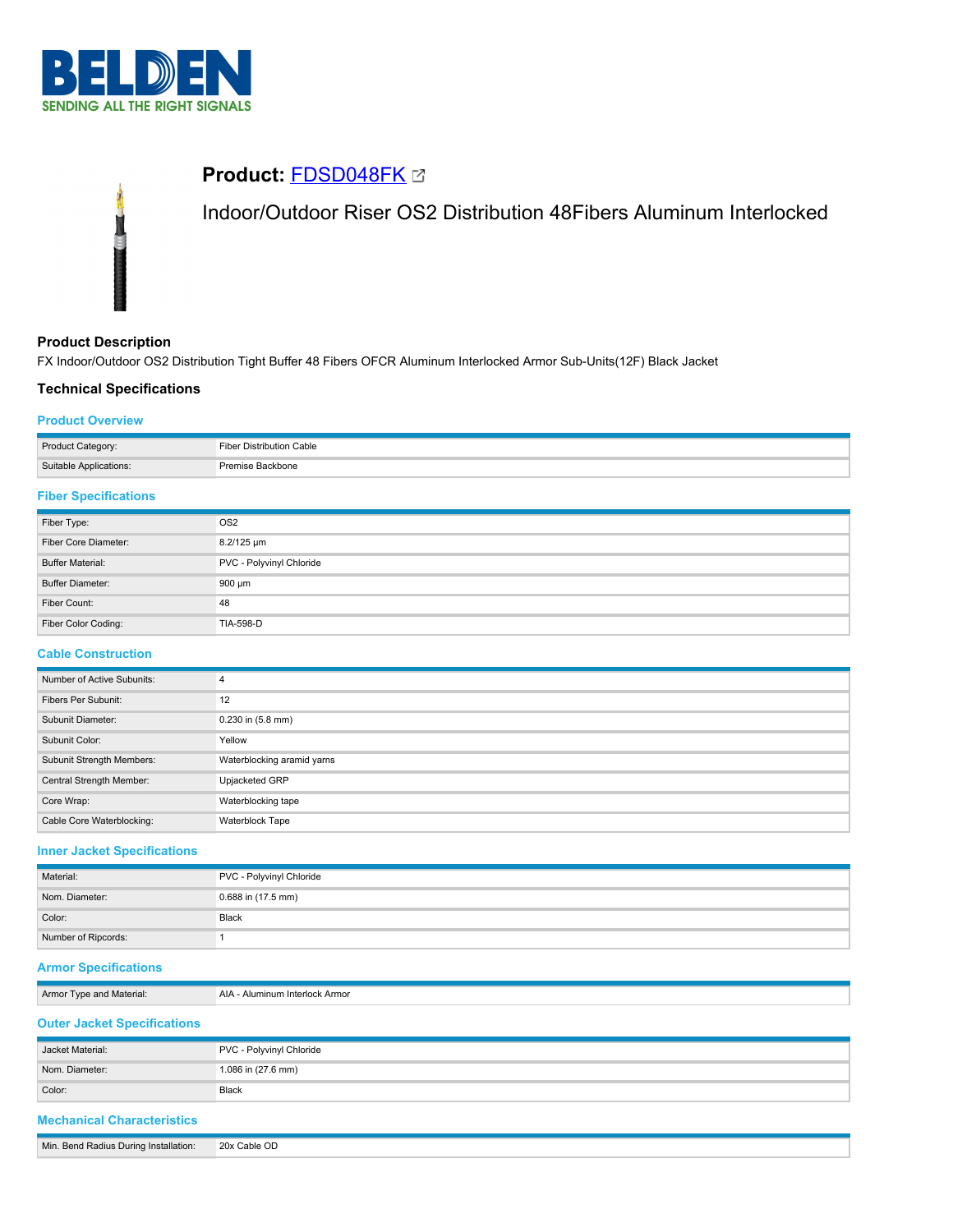# Product: FDSD048FK

Indoor/Outdoor Riser OS2 Distribution 48Fibers Aluminum Interlocked

## Product Description

FX Indoor/Outdoor OS2 Distribution Tight Buffer 48 Fibers OFCR Aluminum Interlocked Armor Sub-Units(12F) Black Jacket

## Technical Specifications

### Product Overview

| | |
|---|---|
| Product Category: | Fiber Distribution Cable |
| Suitable Applications: | Premise Backbone |

### Fiber Specifications

| | |
|---|---|
| Fiber Type: | OS2 |
| Fiber Core Diameter: | 8.2/125 µm |
| Buffer Material: | PVC - Polyvinyl Chloride |
| Buffer Diameter: | 900 µm |
| Fiber Count: | 48 |
| Fiber Color Coding: | TIA-598-D |

### Cable Construction

| | |
|---|---|
| Number of Active Subunits: | 4 |
| Fibers Per Subunit: | 12 |
| Subunit Diameter: | 0.230 in (5.8 mm) |
| Subunit Color: | Yellow |
| Subunit Strength Members: | Waterblocking aramid yarns |
| Central Strength Member: | Upjacketed GRP |
| Core Wrap: | Waterblocking tape |
| Cable Core Waterblocking: | Waterblock Tape |

### Inner Jacket Specifications

| | |
|---|---|
| Material: | PVC - Polyvinyl Chloride |
| Nom. Diameter: | 0.688 in (17.5 mm) |
| Color: | Black |
| Number of Ripcords: | 1 |

### Armor Specifications

| | |
|---|---|
| Armor Type and Material: | AIA - Aluminum Interlock Armor |

### Outer Jacket Specifications

| | |
|---|---|
| Jacket Material: | PVC - Polyvinyl Chloride |
| Nom. Diameter: | 1.086 in (27.6 mm) |
| Color: | Black |

### Mechanical Characteristics

| | |
|---|---|
| Min. Bend Radius During Installation: | 20x Cable OD |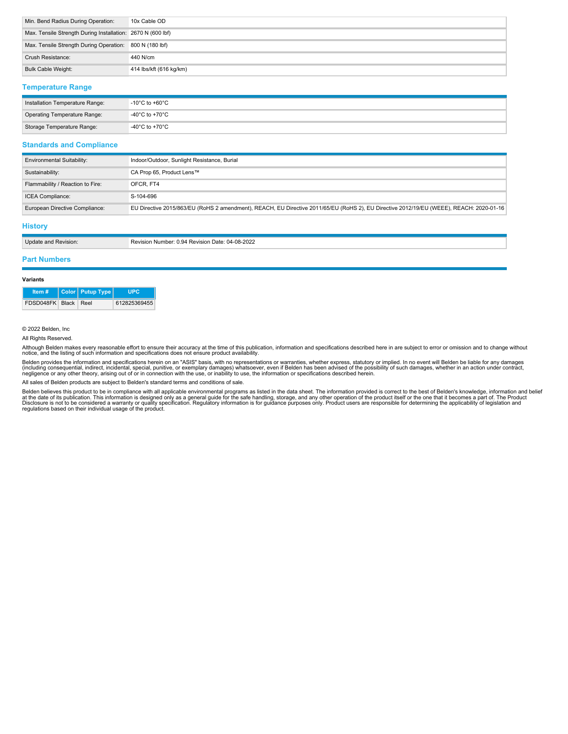| | |
|---|---|
| Min. Bend Radius During Operation: | 10x Cable OD |
| Max. Tensile Strength During Installation: | 2670 N (600 lbf) |
| Max. Tensile Strength During Operation: | 800 N (180 lbf) |
| Crush Resistance: | 440 N/cm |
| Bulk Cable Weight: | 414 lbs/kft (616 kg/km) |

## Temperature Range

| | |
|---|---|
| Installation Temperature Range: | -10°C to +60°C |
| Operating Temperature Range: | -40°C to +70°C |
| Storage Temperature Range: | -40°C to +70°C |

## Standards and Compliance

| | |
|---|---|
| Environmental Suitability: | Indoor/Outdoor, Sunlight Resistance, Burial |
| Sustainability: | CA Prop 65, Product Lens™ |
| Flammability / Reaction to Fire: | OFCR, FT4 |
| ICEA Compliance: | S-104-696 |
| European Directive Compliance: | EU Directive 2015/863/EU (RoHS 2 amendment), REACH, EU Directive 2011/65/EU (RoHS 2), EU Directive 2012/19/EU (WEEE), REACH: 2020-01-16 |

## History

| | |
|---|---|
| Update and Revision: | Revision Number: 0.94 Revision Date: 04-08-2022 |

## Part Numbers

**Variants**

| Item # | Color | Putup Type | UPC |
|---|---|---|---|
| FDSD048FK | Black | Reel | 612825369455 |

© 2022 Belden, Inc

All Rights Reserved.

Although Belden makes every reasonable effort to ensure their accuracy at the time of this publication, information and specifications described here in are subject to error or omission and to change without notice, and the listing of such information and specifications does not ensure product availability.

Belden provides the information and specifications herein on an "ASIS" basis, with no representations or warranties, whether express, statutory or implied. In no event will Belden be liable for any damages (including consequential, indirect, incidental, special, punitive, or exemplary damages) whatsoever, even if Belden has been advised of the possibility of such damages, whether in an action under contract, negligence or any other theory, arising out of or in connection with the use, or inability to use, the information or specifications described herein.

All sales of Belden products are subject to Belden's standard terms and conditions of sale.

Belden believes this product to be in compliance with all applicable environmental programs as listed in the data sheet. The information provided is correct to the best of Belden's knowledge, information and belief at the date of its publication. This information is designed only as a general guide for the safe handling, storage, and any other operation of the product itself or the one that it becomes a part of. The Product Disclosure is not to be considered a warranty or quality specification. Regulatory information is for guidance purposes only. Product users are responsible for determining the applicability of legislation and regulations based on their individual usage of the product.